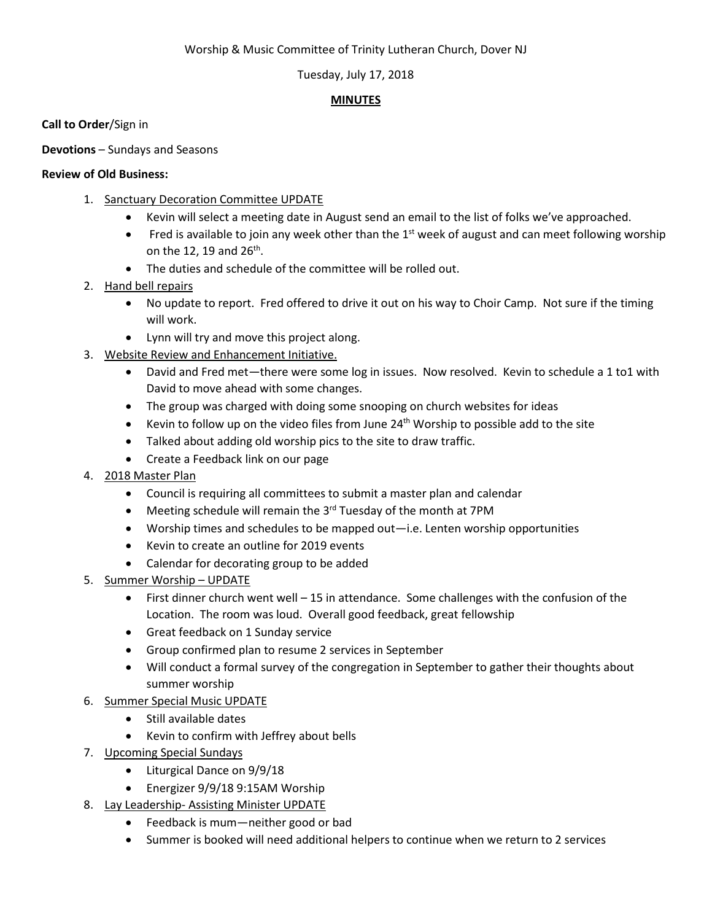Worship & Music Committee of Trinity Lutheran Church, Dover NJ

Tuesday, July 17, 2018

**MINUTES**

**Call to Order**/Sign in

**Devotions** – Sundays and Seasons

**Review of Old Business:**

1. Sanctuary Decoration Committee UPDATE
   - Kevin will select a meeting date in August send an email to the list of folks we've approached.
   - Fred is available to join any week other than the 1st week of august and can meet following worship on the 12, 19 and 26th.
   - The duties and schedule of the committee will be rolled out.
2. Hand bell repairs
   - No update to report. Fred offered to drive it out on his way to Choir Camp. Not sure if the timing will work.
   - Lynn will try and move this project along.
3. Website Review and Enhancement Initiative.
   - David and Fred met—there were some log in issues. Now resolved. Kevin to schedule a 1 to1 with David to move ahead with some changes.
   - The group was charged with doing some snooping on church websites for ideas
   - Kevin to follow up on the video files from June 24th Worship to possible add to the site
   - Talked about adding old worship pics to the site to draw traffic.
   - Create a Feedback link on our page
4. 2018 Master Plan
   - Council is requiring all committees to submit a master plan and calendar
   - Meeting schedule will remain the 3rd Tuesday of the month at 7PM
   - Worship times and schedules to be mapped out—i.e. Lenten worship opportunities
   - Kevin to create an outline for 2019 events
   - Calendar for decorating group to be added
5. Summer Worship – UPDATE
   - First dinner church went well – 15 in attendance. Some challenges with the confusion of the Location. The room was loud. Overall good feedback, great fellowship
   - Great feedback on 1 Sunday service
   - Group confirmed plan to resume 2 services in September
   - Will conduct a formal survey of the congregation in September to gather their thoughts about summer worship
6. Summer Special Music UPDATE
   - Still available dates
   - Kevin to confirm with Jeffrey about bells
7. Upcoming Special Sundays
   - Liturgical Dance on 9/9/18
   - Energizer 9/9/18 9:15AM Worship
8. Lay Leadership- Assisting Minister UPDATE
   - Feedback is mum—neither good or bad
   - Summer is booked will need additional helpers to continue when we return to 2 services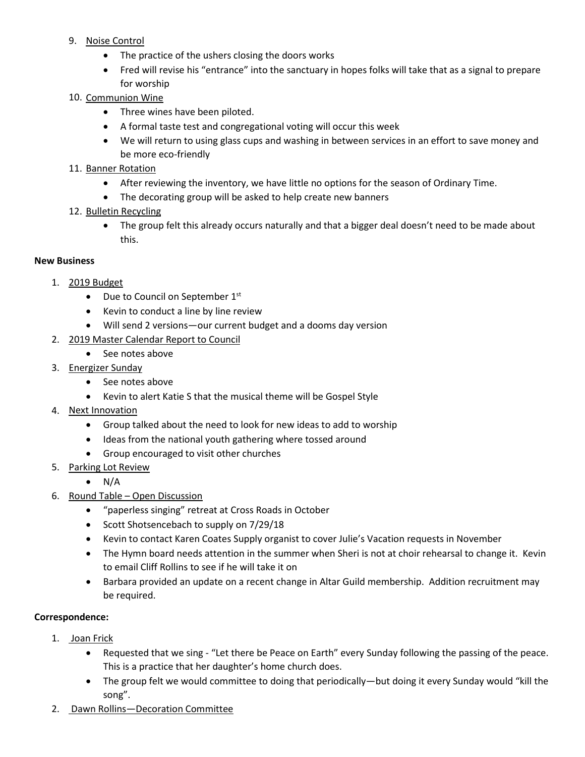9. Noise Control
    - The practice of the ushers closing the doors works
    - Fred will revise his "entrance" into the sanctuary in hopes folks will take that as a signal to prepare for worship
10. Communion Wine
    - Three wines have been piloted.
    - A formal taste test and congregational voting will occur this week
    - We will return to using glass cups and washing in between services in an effort to save money and be more eco-friendly
11. Banner Rotation
    - After reviewing the inventory, we have little no options for the season of Ordinary Time.
    - The decorating group will be asked to help create new banners
12. Bulletin Recycling
    - The group felt this already occurs naturally and that a bigger deal doesn't need to be made about this.

**New Business**

1. 2019 Budget
    - Due to Council on September 1st
    - Kevin to conduct a line by line review
    - Will send 2 versions—our current budget and a dooms day version
2. 2019 Master Calendar Report to Council
    - See notes above
3. Energizer Sunday
    - See notes above
    - Kevin to alert Katie S that the musical theme will be Gospel Style
4. Next Innovation
    - Group talked about the need to look for new ideas to add to worship
    - Ideas from the national youth gathering where tossed around
    - Group encouraged to visit other churches
5. Parking Lot Review
    - N/A
6. Round Table – Open Discussion
    - "paperless singing" retreat at Cross Roads in October
    - Scott Shotsencebach to supply on 7/29/18
    - Kevin to contact Karen Coates Supply organist to cover Julie's Vacation requests in November
    - The Hymn board needs attention in the summer when Sheri is not at choir rehearsal to change it. Kevin to email Cliff Rollins to see if he will take it on
    - Barbara provided an update on a recent change in Altar Guild membership. Addition recruitment may be required.

**Correspondence:**

1. Joan Frick
    - Requested that we sing - "Let there be Peace on Earth" every Sunday following the passing of the peace. This is a practice that her daughter's home church does.
    - The group felt we would committee to doing that periodically—but doing it every Sunday would "kill the song".
2. Dawn Rollins—Decoration Committee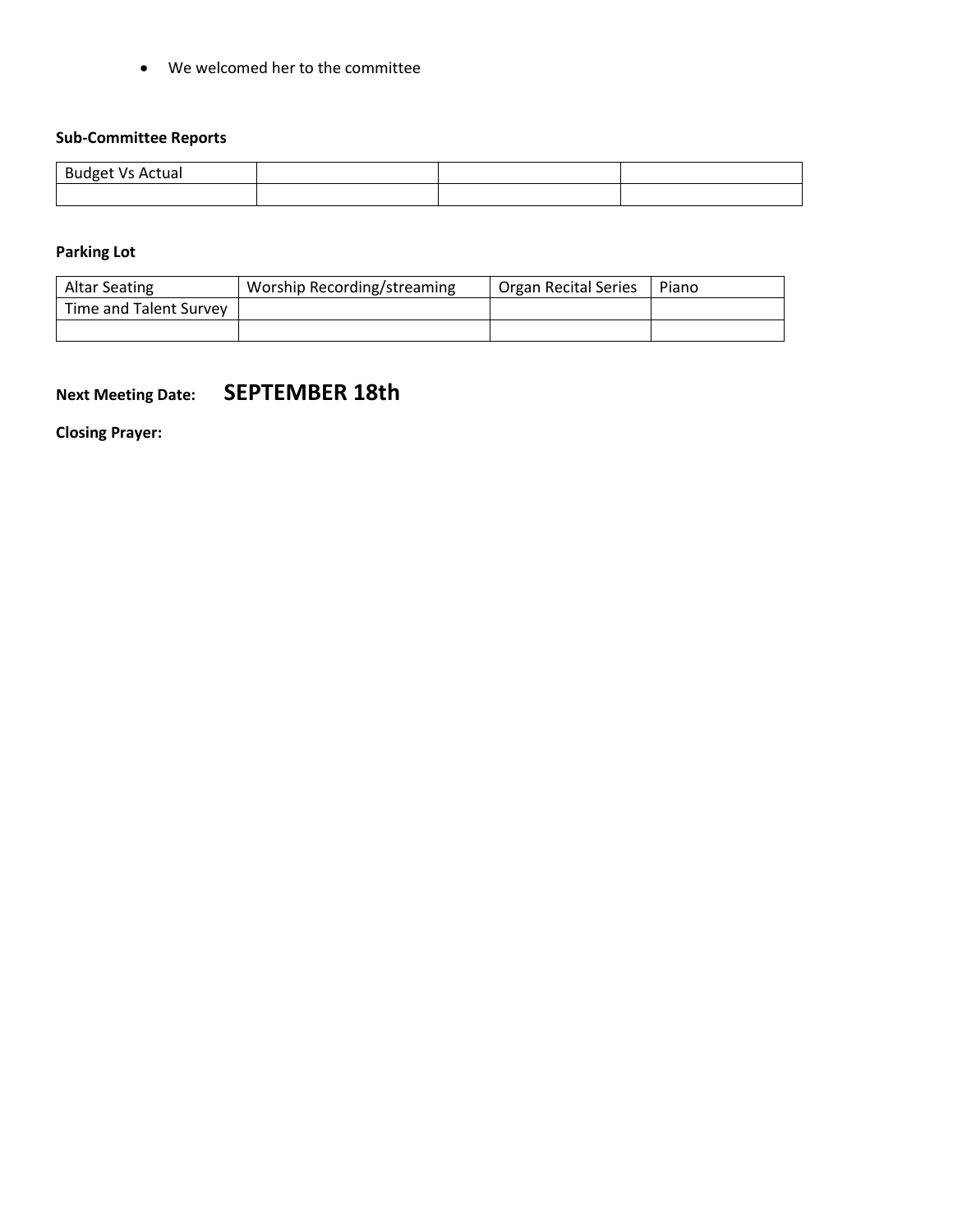- We welcomed her to the committee

**Sub-Committee Reports**

| | | | |
|---|---|---|---|
| Budget Vs Actual | | | |
| | | | |

**Parking Lot**

| | | | |
|---|---|---|---|
| Altar Seating | Worship Recording/streaming | Organ Recital Series | Piano |
| Time and Talent Survey | | | |
| | | | |

**Next Meeting Date:** **SEPTEMBER 18th**

**Closing Prayer:**